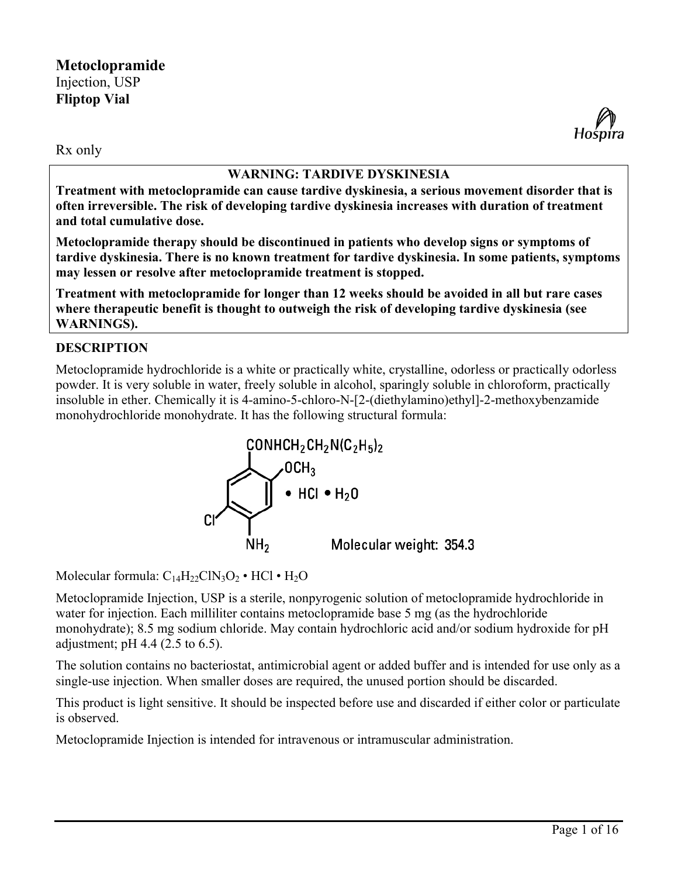# Metoclopramide

Injection, USP

**Fliptop Vial**

Rx only

**WARNING: TARDIVE DYSKINESIA**

**Treatment with metoclopramide can cause tardive dyskinesia, a serious movement disorder that is often irreversible. The risk of developing tardive dyskinesia increases with duration of treatment and total cumulative dose.**

**Metoclopramide therapy should be discontinued in patients who develop signs or symptoms of tardive dyskinesia. There is no known treatment for tardive dyskinesia. In some patients, symptoms may lessen or resolve after metoclopramide treatment is stopped.**

**Treatment with metoclopramide for longer than 12 weeks should be avoided in all but rare cases where therapeutic benefit is thought to outweigh the risk of developing tardive dyskinesia (see WARNINGS).**

## DESCRIPTION

Metoclopramide hydrochloride is a white or practically white, crystalline, odorless or practically odorless powder. It is very soluble in water, freely soluble in alcohol, sparingly soluble in chloroform, practically insoluble in ether. Chemically it is 4-amino-5-chloro-N-[2-(diethylamino)ethyl]-2-methoxybenzamide monohydrochloride monohydrate. It has the following structural formula:

$CONHCH_2CH_2N(C_2H_5)_2$, $OCH_3$, Cl, $NH_2$ • HCl • $H_2O$

Molecular weight: 354.3

Molecular formula: $C_{14}H_{22}ClN_3O_2$ • HCl • $H_2O$

Metoclopramide Injection, USP is a sterile, nonpyrogenic solution of metoclopramide hydrochloride in water for injection. Each milliliter contains metoclopramide base 5 mg (as the hydrochloride monohydrate); 8.5 mg sodium chloride. May contain hydrochloric acid and/or sodium hydroxide for pH adjustment; pH 4.4 (2.5 to 6.5).

The solution contains no bacteriostat, antimicrobial agent or added buffer and is intended for use only as a single-use injection. When smaller doses are required, the unused portion should be discarded.

This product is light sensitive. It should be inspected before use and discarded if either color or particulate is observed.

Metoclopramide Injection is intended for intravenous or intramuscular administration.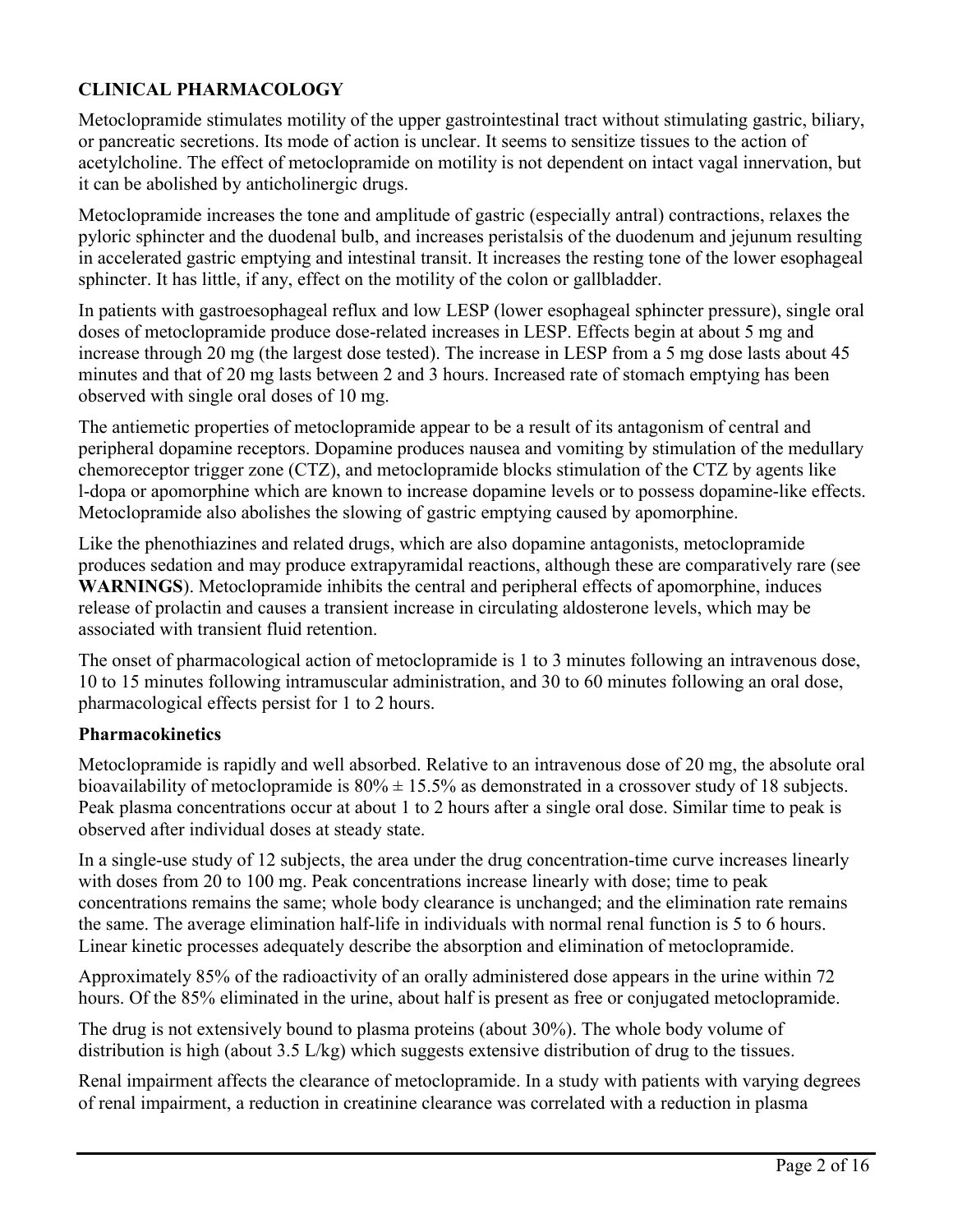## CLINICAL PHARMACOLOGY

Metoclopramide stimulates motility of the upper gastrointestinal tract without stimulating gastric, biliary, or pancreatic secretions. Its mode of action is unclear. It seems to sensitize tissues to the action of acetylcholine. The effect of metoclopramide on motility is not dependent on intact vagal innervation, but it can be abolished by anticholinergic drugs.

Metoclopramide increases the tone and amplitude of gastric (especially antral) contractions, relaxes the pyloric sphincter and the duodenal bulb, and increases peristalsis of the duodenum and jejunum resulting in accelerated gastric emptying and intestinal transit. It increases the resting tone of the lower esophageal sphincter. It has little, if any, effect on the motility of the colon or gallbladder.

In patients with gastroesophageal reflux and low LESP (lower esophageal sphincter pressure), single oral doses of metoclopramide produce dose-related increases in LESP. Effects begin at about 5 mg and increase through 20 mg (the largest dose tested). The increase in LESP from a 5 mg dose lasts about 45 minutes and that of 20 mg lasts between 2 and 3 hours. Increased rate of stomach emptying has been observed with single oral doses of 10 mg.

The antiemetic properties of metoclopramide appear to be a result of its antagonism of central and peripheral dopamine receptors. Dopamine produces nausea and vomiting by stimulation of the medullary chemoreceptor trigger zone (CTZ), and metoclopramide blocks stimulation of the CTZ by agents like l-dopa or apomorphine which are known to increase dopamine levels or to possess dopamine-like effects. Metoclopramide also abolishes the slowing of gastric emptying caused by apomorphine.

Like the phenothiazines and related drugs, which are also dopamine antagonists, metoclopramide produces sedation and may produce extrapyramidal reactions, although these are comparatively rare (see **WARNINGS**). Metoclopramide inhibits the central and peripheral effects of apomorphine, induces release of prolactin and causes a transient increase in circulating aldosterone levels, which may be associated with transient fluid retention.

The onset of pharmacological action of metoclopramide is 1 to 3 minutes following an intravenous dose, 10 to 15 minutes following intramuscular administration, and 30 to 60 minutes following an oral dose, pharmacological effects persist for 1 to 2 hours.

### Pharmacokinetics

Metoclopramide is rapidly and well absorbed. Relative to an intravenous dose of 20 mg, the absolute oral bioavailability of metoclopramide is 80% ± 15.5% as demonstrated in a crossover study of 18 subjects. Peak plasma concentrations occur at about 1 to 2 hours after a single oral dose. Similar time to peak is observed after individual doses at steady state.

In a single-use study of 12 subjects, the area under the drug concentration-time curve increases linearly with doses from 20 to 100 mg. Peak concentrations increase linearly with dose; time to peak concentrations remains the same; whole body clearance is unchanged; and the elimination rate remains the same. The average elimination half-life in individuals with normal renal function is 5 to 6 hours. Linear kinetic processes adequately describe the absorption and elimination of metoclopramide.

Approximately 85% of the radioactivity of an orally administered dose appears in the urine within 72 hours. Of the 85% eliminated in the urine, about half is present as free or conjugated metoclopramide.

The drug is not extensively bound to plasma proteins (about 30%). The whole body volume of distribution is high (about 3.5 L/kg) which suggests extensive distribution of drug to the tissues.

Renal impairment affects the clearance of metoclopramide. In a study with patients with varying degrees of renal impairment, a reduction in creatinine clearance was correlated with a reduction in plasma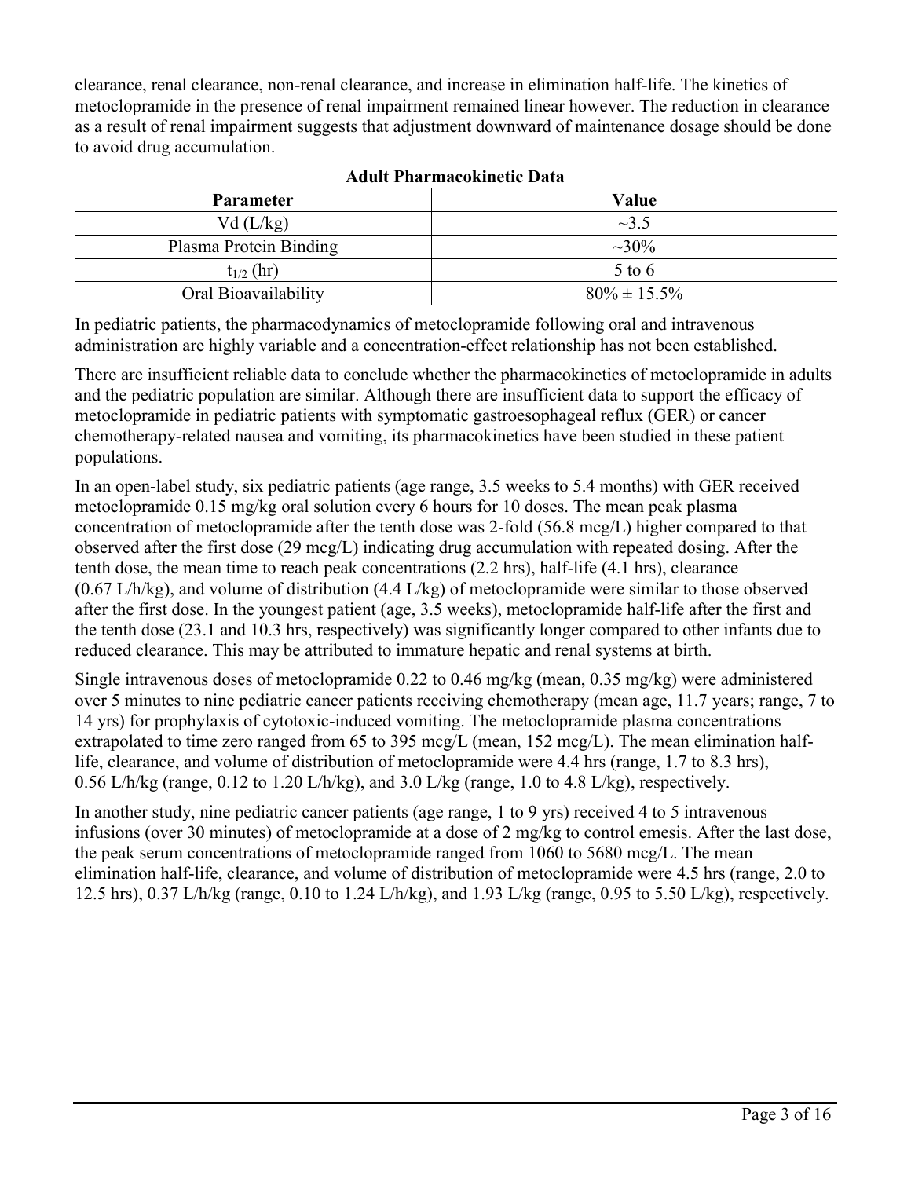clearance, renal clearance, non-renal clearance, and increase in elimination half-life. The kinetics of metoclopramide in the presence of renal impairment remained linear however. The reduction in clearance as a result of renal impairment suggests that adjustment downward of maintenance dosage should be done to avoid drug accumulation.

**Adult Pharmacokinetic Data**

| Parameter | Value |
|---|---|
| Vd (L/kg) | ~3.5 |
| Plasma Protein Binding | ~30% |
| $t_{1/2}$ (hr) | 5 to 6 |
| Oral Bioavailability | 80% ± 15.5% |

In pediatric patients, the pharmacodynamics of metoclopramide following oral and intravenous administration are highly variable and a concentration-effect relationship has not been established.

There are insufficient reliable data to conclude whether the pharmacokinetics of metoclopramide in adults and the pediatric population are similar. Although there are insufficient data to support the efficacy of metoclopramide in pediatric patients with symptomatic gastroesophageal reflux (GER) or cancer chemotherapy-related nausea and vomiting, its pharmacokinetics have been studied in these patient populations.

In an open-label study, six pediatric patients (age range, 3.5 weeks to 5.4 months) with GER received metoclopramide 0.15 mg/kg oral solution every 6 hours for 10 doses. The mean peak plasma concentration of metoclopramide after the tenth dose was 2-fold (56.8 mcg/L) higher compared to that observed after the first dose (29 mcg/L) indicating drug accumulation with repeated dosing. After the tenth dose, the mean time to reach peak concentrations (2.2 hrs), half-life (4.1 hrs), clearance (0.67 L/h/kg), and volume of distribution (4.4 L/kg) of metoclopramide were similar to those observed after the first dose. In the youngest patient (age, 3.5 weeks), metoclopramide half-life after the first and the tenth dose (23.1 and 10.3 hrs, respectively) was significantly longer compared to other infants due to reduced clearance. This may be attributed to immature hepatic and renal systems at birth.

Single intravenous doses of metoclopramide 0.22 to 0.46 mg/kg (mean, 0.35 mg/kg) were administered over 5 minutes to nine pediatric cancer patients receiving chemotherapy (mean age, 11.7 years; range, 7 to 14 yrs) for prophylaxis of cytotoxic-induced vomiting. The metoclopramide plasma concentrations extrapolated to time zero ranged from 65 to 395 mcg/L (mean, 152 mcg/L). The mean elimination half-life, clearance, and volume of distribution of metoclopramide were 4.4 hrs (range, 1.7 to 8.3 hrs), 0.56 L/h/kg (range, 0.12 to 1.20 L/h/kg), and 3.0 L/kg (range, 1.0 to 4.8 L/kg), respectively.

In another study, nine pediatric cancer patients (age range, 1 to 9 yrs) received 4 to 5 intravenous infusions (over 30 minutes) of metoclopramide at a dose of 2 mg/kg to control emesis. After the last dose, the peak serum concentrations of metoclopramide ranged from 1060 to 5680 mcg/L. The mean elimination half-life, clearance, and volume of distribution of metoclopramide were 4.5 hrs (range, 2.0 to 12.5 hrs), 0.37 L/h/kg (range, 0.10 to 1.24 L/h/kg), and 1.93 L/kg (range, 0.95 to 5.50 L/kg), respectively.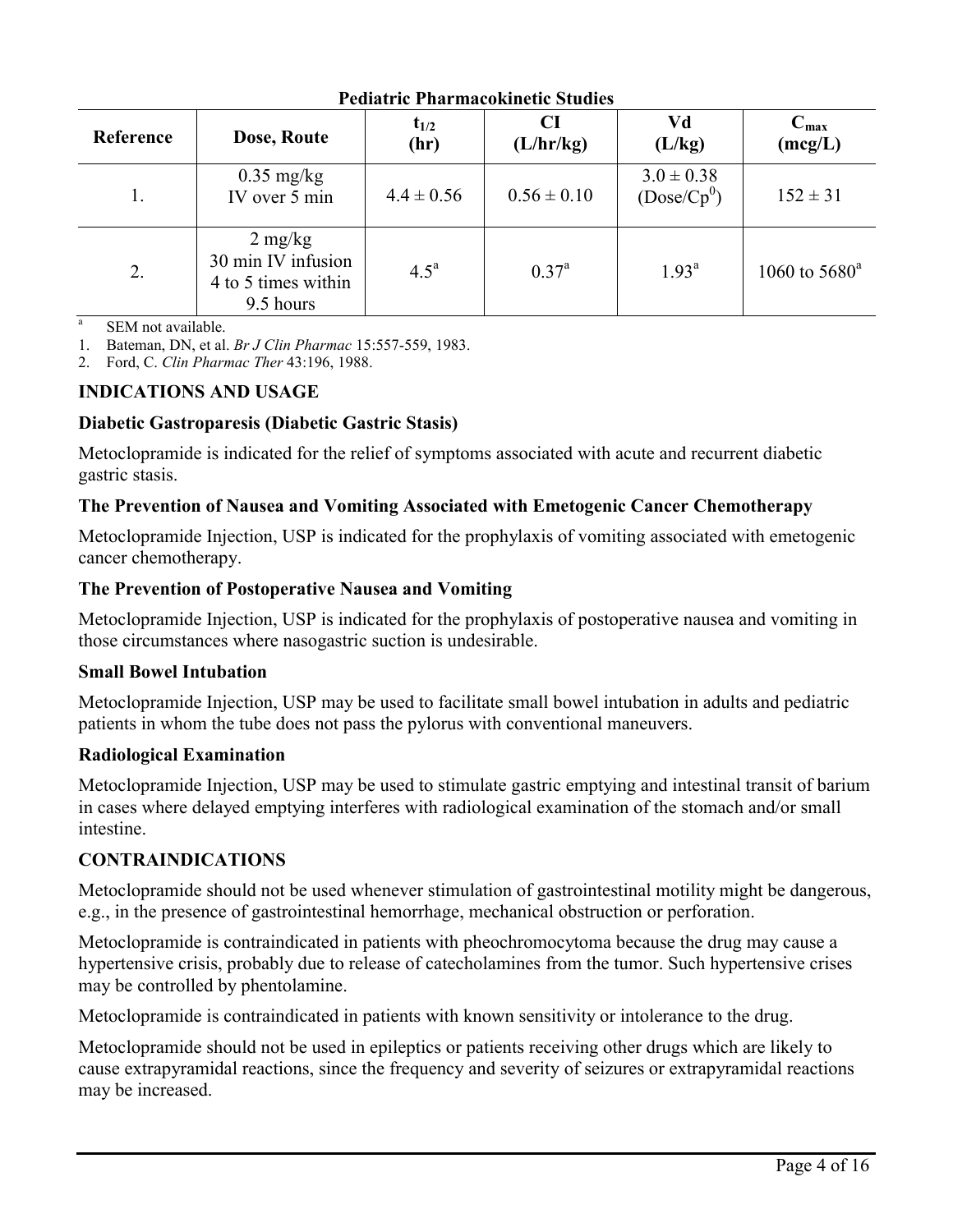**Pediatric Pharmacokinetic Studies**

| Reference | Dose, Route | $t_{1/2}$ (hr) | Cl (L/hr/kg) | Vd (L/kg) | $C_{max}$ (mcg/L) |
|---|---|---|---|---|---|
| 1. | 0.35 mg/kg IV over 5 min | 4.4 ± 0.56 | 0.56 ± 0.10 | 3.0 ± 0.38 (Dose/$Cp^0$) | 152 ± 31 |
| 2. | 2 mg/kg 30 min IV infusion 4 to 5 times within 9.5 hours | 4.5[a] | 0.37[a] | 1.93[a] | 1060 to 5680[a] |

[a] SEM not available.

1. Bateman, DN, et al. *Br J Clin Pharmac* 15:557-559, 1983.
2. Ford, C. *Clin Pharmac Ther* 43:196, 1988.

## INDICATIONS AND USAGE

### Diabetic Gastroparesis (Diabetic Gastric Stasis)

Metoclopramide is indicated for the relief of symptoms associated with acute and recurrent diabetic gastric stasis.

### The Prevention of Nausea and Vomiting Associated with Emetogenic Cancer Chemotherapy

Metoclopramide Injection, USP is indicated for the prophylaxis of vomiting associated with emetogenic cancer chemotherapy.

### The Prevention of Postoperative Nausea and Vomiting

Metoclopramide Injection, USP is indicated for the prophylaxis of postoperative nausea and vomiting in those circumstances where nasogastric suction is undesirable.

### Small Bowel Intubation

Metoclopramide Injection, USP may be used to facilitate small bowel intubation in adults and pediatric patients in whom the tube does not pass the pylorus with conventional maneuvers.

### Radiological Examination

Metoclopramide Injection, USP may be used to stimulate gastric emptying and intestinal transit of barium in cases where delayed emptying interferes with radiological examination of the stomach and/or small intestine.

## CONTRAINDICATIONS

Metoclopramide should not be used whenever stimulation of gastrointestinal motility might be dangerous, e.g., in the presence of gastrointestinal hemorrhage, mechanical obstruction or perforation.

Metoclopramide is contraindicated in patients with pheochromocytoma because the drug may cause a hypertensive crisis, probably due to release of catecholamines from the tumor. Such hypertensive crises may be controlled by phentolamine.

Metoclopramide is contraindicated in patients with known sensitivity or intolerance to the drug.

Metoclopramide should not be used in epileptics or patients receiving other drugs which are likely to cause extrapyramidal reactions, since the frequency and severity of seizures or extrapyramidal reactions may be increased.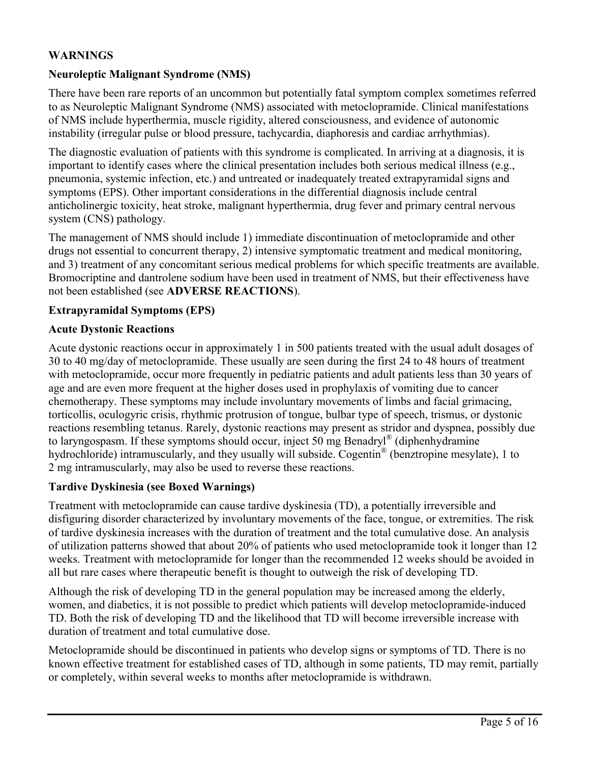## WARNINGS

### Neuroleptic Malignant Syndrome (NMS)

There have been rare reports of an uncommon but potentially fatal symptom complex sometimes referred to as Neuroleptic Malignant Syndrome (NMS) associated with metoclopramide. Clinical manifestations of NMS include hyperthermia, muscle rigidity, altered consciousness, and evidence of autonomic instability (irregular pulse or blood pressure, tachycardia, diaphoresis and cardiac arrhythmias).

The diagnostic evaluation of patients with this syndrome is complicated. In arriving at a diagnosis, it is important to identify cases where the clinical presentation includes both serious medical illness (e.g., pneumonia, systemic infection, etc.) and untreated or inadequately treated extrapyramidal signs and symptoms (EPS). Other important considerations in the differential diagnosis include central anticholinergic toxicity, heat stroke, malignant hyperthermia, drug fever and primary central nervous system (CNS) pathology.

The management of NMS should include 1) immediate discontinuation of metoclopramide and other drugs not essential to concurrent therapy, 2) intensive symptomatic treatment and medical monitoring, and 3) treatment of any concomitant serious medical problems for which specific treatments are available. Bromocriptine and dantrolene sodium have been used in treatment of NMS, but their effectiveness have not been established (see **ADVERSE REACTIONS**).

### Extrapyramidal Symptoms (EPS)

#### Acute Dystonic Reactions

Acute dystonic reactions occur in approximately 1 in 500 patients treated with the usual adult dosages of 30 to 40 mg/day of metoclopramide. These usually are seen during the first 24 to 48 hours of treatment with metoclopramide, occur more frequently in pediatric patients and adult patients less than 30 years of age and are even more frequent at the higher doses used in prophylaxis of vomiting due to cancer chemotherapy. These symptoms may include involuntary movements of limbs and facial grimacing, torticollis, oculogyric crisis, rhythmic protrusion of tongue, bulbar type of speech, trismus, or dystonic reactions resembling tetanus. Rarely, dystonic reactions may present as stridor and dyspnea, possibly due to laryngospasm. If these symptoms should occur, inject 50 mg Benadryl® (diphenhydramine hydrochloride) intramuscularly, and they usually will subside. Cogentin® (benztropine mesylate), 1 to 2 mg intramuscularly, may also be used to reverse these reactions.

#### Tardive Dyskinesia (see Boxed Warnings)

Treatment with metoclopramide can cause tardive dyskinesia (TD), a potentially irreversible and disfiguring disorder characterized by involuntary movements of the face, tongue, or extremities. The risk of tardive dyskinesia increases with the duration of treatment and the total cumulative dose. An analysis of utilization patterns showed that about 20% of patients who used metoclopramide took it longer than 12 weeks. Treatment with metoclopramide for longer than the recommended 12 weeks should be avoided in all but rare cases where therapeutic benefit is thought to outweigh the risk of developing TD.

Although the risk of developing TD in the general population may be increased among the elderly, women, and diabetics, it is not possible to predict which patients will develop metoclopramide-induced TD. Both the risk of developing TD and the likelihood that TD will become irreversible increase with duration of treatment and total cumulative dose.

Metoclopramide should be discontinued in patients who develop signs or symptoms of TD. There is no known effective treatment for established cases of TD, although in some patients, TD may remit, partially or completely, within several weeks to months after metoclopramide is withdrawn.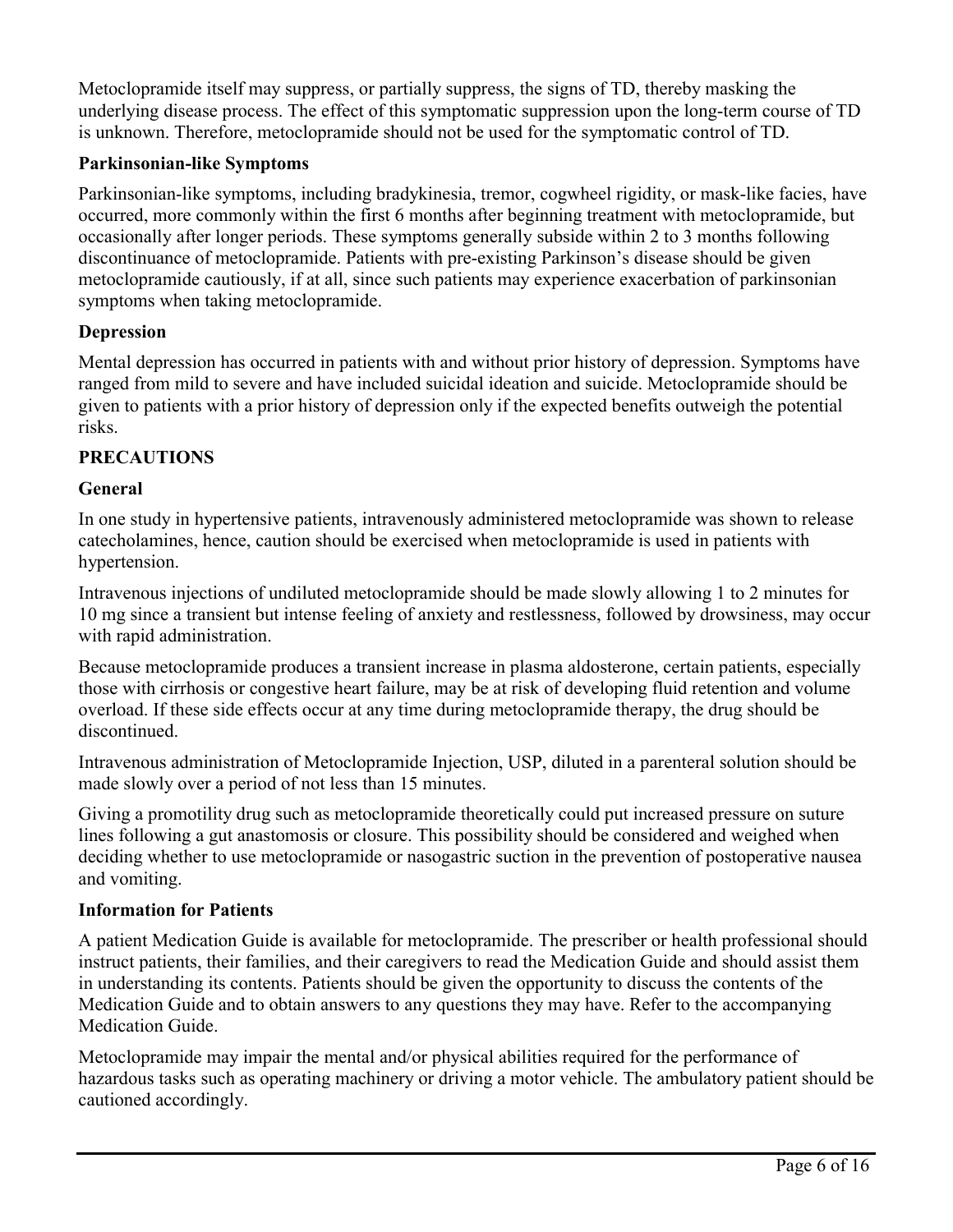Metoclopramide itself may suppress, or partially suppress, the signs of TD, thereby masking the underlying disease process. The effect of this symptomatic suppression upon the long-term course of TD is unknown. Therefore, metoclopramide should not be used for the symptomatic control of TD.

**Parkinsonian-like Symptoms**

Parkinsonian-like symptoms, including bradykinesia, tremor, cogwheel rigidity, or mask-like facies, have occurred, more commonly within the first 6 months after beginning treatment with metoclopramide, but occasionally after longer periods. These symptoms generally subside within 2 to 3 months following discontinuance of metoclopramide. Patients with pre-existing Parkinson's disease should be given metoclopramide cautiously, if at all, since such patients may experience exacerbation of parkinsonian symptoms when taking metoclopramide.

**Depression**

Mental depression has occurred in patients with and without prior history of depression. Symptoms have ranged from mild to severe and have included suicidal ideation and suicide. Metoclopramide should be given to patients with a prior history of depression only if the expected benefits outweigh the potential risks.

## PRECAUTIONS

**General**

In one study in hypertensive patients, intravenously administered metoclopramide was shown to release catecholamines, hence, caution should be exercised when metoclopramide is used in patients with hypertension.

Intravenous injections of undiluted metoclopramide should be made slowly allowing 1 to 2 minutes for 10 mg since a transient but intense feeling of anxiety and restlessness, followed by drowsiness, may occur with rapid administration.

Because metoclopramide produces a transient increase in plasma aldosterone, certain patients, especially those with cirrhosis or congestive heart failure, may be at risk of developing fluid retention and volume overload. If these side effects occur at any time during metoclopramide therapy, the drug should be discontinued.

Intravenous administration of Metoclopramide Injection, USP, diluted in a parenteral solution should be made slowly over a period of not less than 15 minutes.

Giving a promotility drug such as metoclopramide theoretically could put increased pressure on suture lines following a gut anastomosis or closure. This possibility should be considered and weighed when deciding whether to use metoclopramide or nasogastric suction in the prevention of postoperative nausea and vomiting.

**Information for Patients**

A patient Medication Guide is available for metoclopramide. The prescriber or health professional should instruct patients, their families, and their caregivers to read the Medication Guide and should assist them in understanding its contents. Patients should be given the opportunity to discuss the contents of the Medication Guide and to obtain answers to any questions they may have. Refer to the accompanying Medication Guide.

Metoclopramide may impair the mental and/or physical abilities required for the performance of hazardous tasks such as operating machinery or driving a motor vehicle. The ambulatory patient should be cautioned accordingly.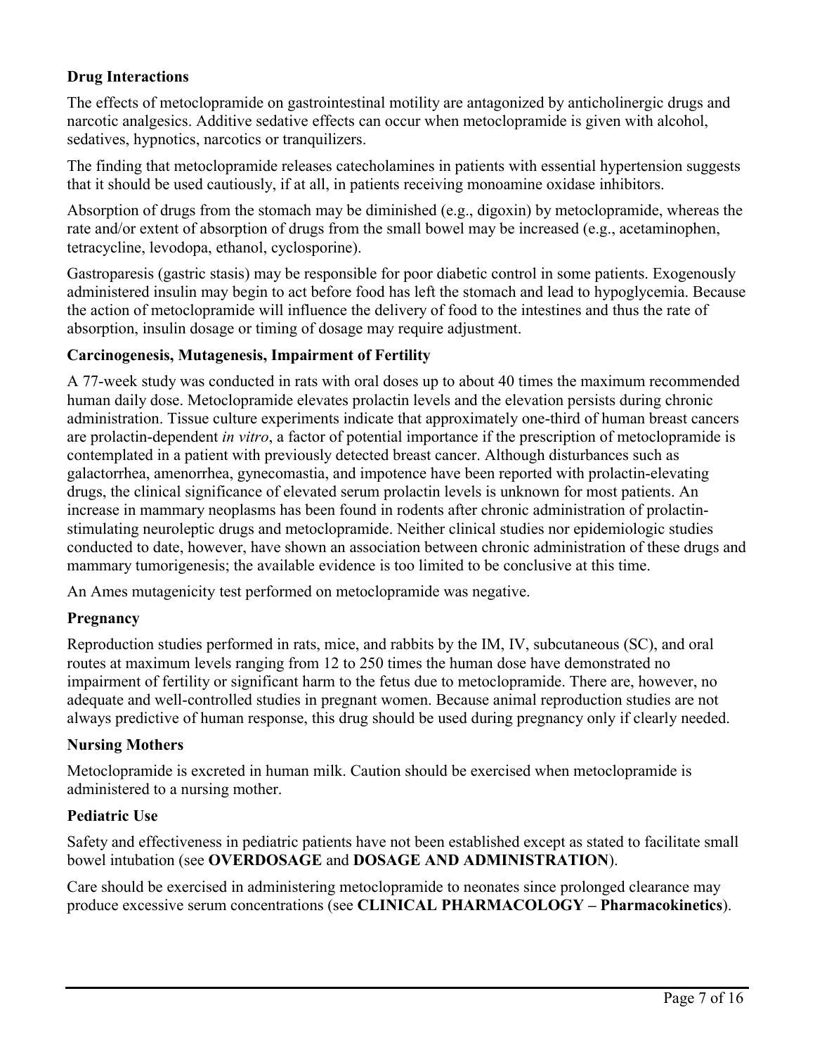**Drug Interactions**

The effects of metoclopramide on gastrointestinal motility are antagonized by anticholinergic drugs and narcotic analgesics. Additive sedative effects can occur when metoclopramide is given with alcohol, sedatives, hypnotics, narcotics or tranquilizers.

The finding that metoclopramide releases catecholamines in patients with essential hypertension suggests that it should be used cautiously, if at all, in patients receiving monoamine oxidase inhibitors.

Absorption of drugs from the stomach may be diminished (e.g., digoxin) by metoclopramide, whereas the rate and/or extent of absorption of drugs from the small bowel may be increased (e.g., acetaminophen, tetracycline, levodopa, ethanol, cyclosporine).

Gastroparesis (gastric stasis) may be responsible for poor diabetic control in some patients. Exogenously administered insulin may begin to act before food has left the stomach and lead to hypoglycemia. Because the action of metoclopramide will influence the delivery of food to the intestines and thus the rate of absorption, insulin dosage or timing of dosage may require adjustment.

**Carcinogenesis, Mutagenesis, Impairment of Fertility**

A 77-week study was conducted in rats with oral doses up to about 40 times the maximum recommended human daily dose. Metoclopramide elevates prolactin levels and the elevation persists during chronic administration. Tissue culture experiments indicate that approximately one-third of human breast cancers are prolactin-dependent *in vitro*, a factor of potential importance if the prescription of metoclopramide is contemplated in a patient with previously detected breast cancer. Although disturbances such as galactorrhea, amenorrhea, gynecomastia, and impotence have been reported with prolactin-elevating drugs, the clinical significance of elevated serum prolactin levels is unknown for most patients. An increase in mammary neoplasms has been found in rodents after chronic administration of prolactin-stimulating neuroleptic drugs and metoclopramide. Neither clinical studies nor epidemiologic studies conducted to date, however, have shown an association between chronic administration of these drugs and mammary tumorigenesis; the available evidence is too limited to be conclusive at this time.

An Ames mutagenicity test performed on metoclopramide was negative.

**Pregnancy**

Reproduction studies performed in rats, mice, and rabbits by the IM, IV, subcutaneous (SC), and oral routes at maximum levels ranging from 12 to 250 times the human dose have demonstrated no impairment of fertility or significant harm to the fetus due to metoclopramide. There are, however, no adequate and well-controlled studies in pregnant women. Because animal reproduction studies are not always predictive of human response, this drug should be used during pregnancy only if clearly needed.

**Nursing Mothers**

Metoclopramide is excreted in human milk. Caution should be exercised when metoclopramide is administered to a nursing mother.

**Pediatric Use**

Safety and effectiveness in pediatric patients have not been established except as stated to facilitate small bowel intubation (see **OVERDOSAGE** and **DOSAGE AND ADMINISTRATION**).

Care should be exercised in administering metoclopramide to neonates since prolonged clearance may produce excessive serum concentrations (see **CLINICAL PHARMACOLOGY – Pharmacokinetics**).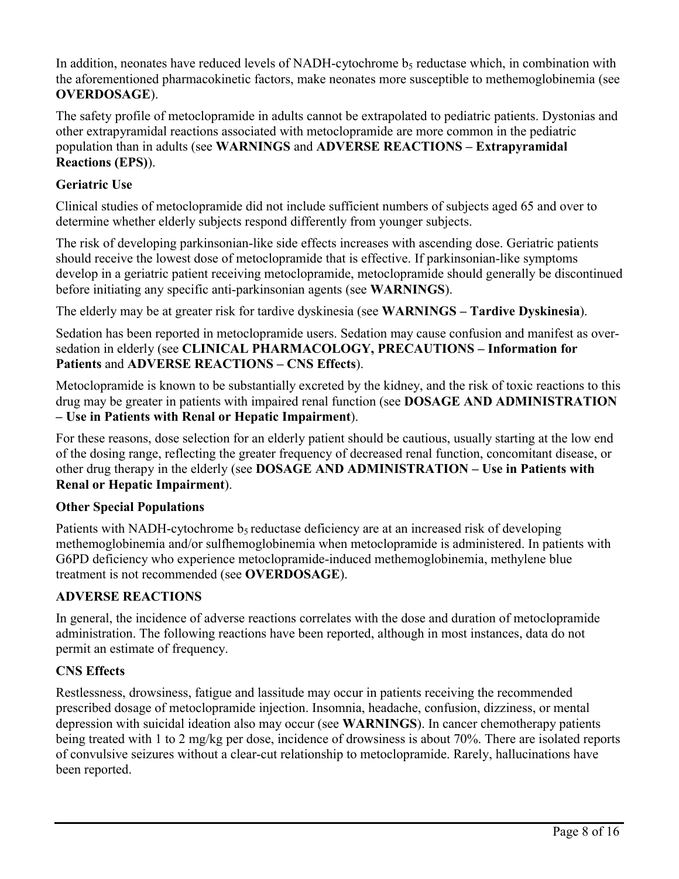In addition, neonates have reduced levels of NADH-cytochrome $b_5$ reductase which, in combination with the aforementioned pharmacokinetic factors, make neonates more susceptible to methemoglobinemia (see **OVERDOSAGE**).

The safety profile of metoclopramide in adults cannot be extrapolated to pediatric patients. Dystonias and other extrapyramidal reactions associated with metoclopramide are more common in the pediatric population than in adults (see **WARNINGS** and **ADVERSE REACTIONS – Extrapyramidal Reactions (EPS)**).

### Geriatric Use

Clinical studies of metoclopramide did not include sufficient numbers of subjects aged 65 and over to determine whether elderly subjects respond differently from younger subjects.

The risk of developing parkinsonian-like side effects increases with ascending dose. Geriatric patients should receive the lowest dose of metoclopramide that is effective. If parkinsonian-like symptoms develop in a geriatric patient receiving metoclopramide, metoclopramide should generally be discontinued before initiating any specific anti-parkinsonian agents (see **WARNINGS**).

The elderly may be at greater risk for tardive dyskinesia (see **WARNINGS – Tardive Dyskinesia**).

Sedation has been reported in metoclopramide users. Sedation may cause confusion and manifest as over-sedation in elderly (see **CLINICAL PHARMACOLOGY, PRECAUTIONS – Information for Patients** and **ADVERSE REACTIONS – CNS Effects**).

Metoclopramide is known to be substantially excreted by the kidney, and the risk of toxic reactions to this drug may be greater in patients with impaired renal function (see **DOSAGE AND ADMINISTRATION – Use in Patients with Renal or Hepatic Impairment**).

For these reasons, dose selection for an elderly patient should be cautious, usually starting at the low end of the dosing range, reflecting the greater frequency of decreased renal function, concomitant disease, or other drug therapy in the elderly (see **DOSAGE AND ADMINISTRATION – Use in Patients with Renal or Hepatic Impairment**).

### Other Special Populations

Patients with NADH-cytochrome $b_5$ reductase deficiency are at an increased risk of developing methemoglobinemia and/or sulfhemoglobinemia when metoclopramide is administered. In patients with G6PD deficiency who experience metoclopramide-induced methemoglobinemia, methylene blue treatment is not recommended (see **OVERDOSAGE**).

## ADVERSE REACTIONS

In general, the incidence of adverse reactions correlates with the dose and duration of metoclopramide administration. The following reactions have been reported, although in most instances, data do not permit an estimate of frequency.

### CNS Effects

Restlessness, drowsiness, fatigue and lassitude may occur in patients receiving the recommended prescribed dosage of metoclopramide injection. Insomnia, headache, confusion, dizziness, or mental depression with suicidal ideation also may occur (see **WARNINGS**). In cancer chemotherapy patients being treated with 1 to 2 mg/kg per dose, incidence of drowsiness is about 70%. There are isolated reports of convulsive seizures without a clear-cut relationship to metoclopramide. Rarely, hallucinations have been reported.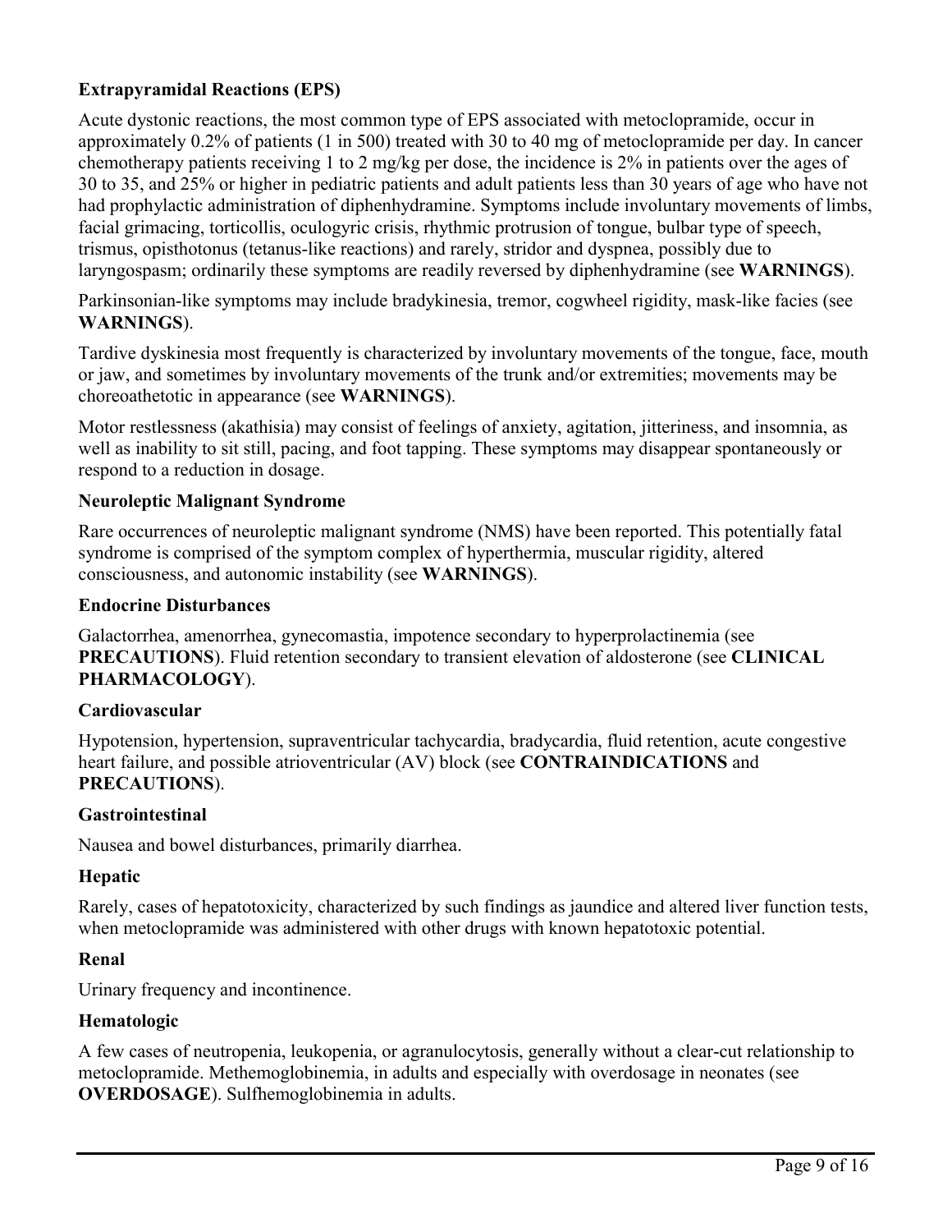**Extrapyramidal Reactions (EPS)**

Acute dystonic reactions, the most common type of EPS associated with metoclopramide, occur in approximately 0.2% of patients (1 in 500) treated with 30 to 40 mg of metoclopramide per day. In cancer chemotherapy patients receiving 1 to 2 mg/kg per dose, the incidence is 2% in patients over the ages of 30 to 35, and 25% or higher in pediatric patients and adult patients less than 30 years of age who have not had prophylactic administration of diphenhydramine. Symptoms include involuntary movements of limbs, facial grimacing, torticollis, oculogyric crisis, rhythmic protrusion of tongue, bulbar type of speech, trismus, opisthotonus (tetanus-like reactions) and rarely, stridor and dyspnea, possibly due to laryngospasm; ordinarily these symptoms are readily reversed by diphenhydramine (see **WARNINGS**).

Parkinsonian-like symptoms may include bradykinesia, tremor, cogwheel rigidity, mask-like facies (see **WARNINGS**).

Tardive dyskinesia most frequently is characterized by involuntary movements of the tongue, face, mouth or jaw, and sometimes by involuntary movements of the trunk and/or extremities; movements may be choreoathetotic in appearance (see **WARNINGS**).

Motor restlessness (akathisia) may consist of feelings of anxiety, agitation, jitteriness, and insomnia, as well as inability to sit still, pacing, and foot tapping. These symptoms may disappear spontaneously or respond to a reduction in dosage.

**Neuroleptic Malignant Syndrome**

Rare occurrences of neuroleptic malignant syndrome (NMS) have been reported. This potentially fatal syndrome is comprised of the symptom complex of hyperthermia, muscular rigidity, altered consciousness, and autonomic instability (see **WARNINGS**).

**Endocrine Disturbances**

Galactorrhea, amenorrhea, gynecomastia, impotence secondary to hyperprolactinemia (see **PRECAUTIONS**). Fluid retention secondary to transient elevation of aldosterone (see **CLINICAL PHARMACOLOGY**).

**Cardiovascular**

Hypotension, hypertension, supraventricular tachycardia, bradycardia, fluid retention, acute congestive heart failure, and possible atrioventricular (AV) block (see **CONTRAINDICATIONS** and **PRECAUTIONS**).

**Gastrointestinal**

Nausea and bowel disturbances, primarily diarrhea.

**Hepatic**

Rarely, cases of hepatotoxicity, characterized by such findings as jaundice and altered liver function tests, when metoclopramide was administered with other drugs with known hepatotoxic potential.

**Renal**

Urinary frequency and incontinence.

**Hematologic**

A few cases of neutropenia, leukopenia, or agranulocytosis, generally without a clear-cut relationship to metoclopramide. Methemoglobinemia, in adults and especially with overdosage in neonates (see **OVERDOSAGE**). Sulfhemoglobinemia in adults.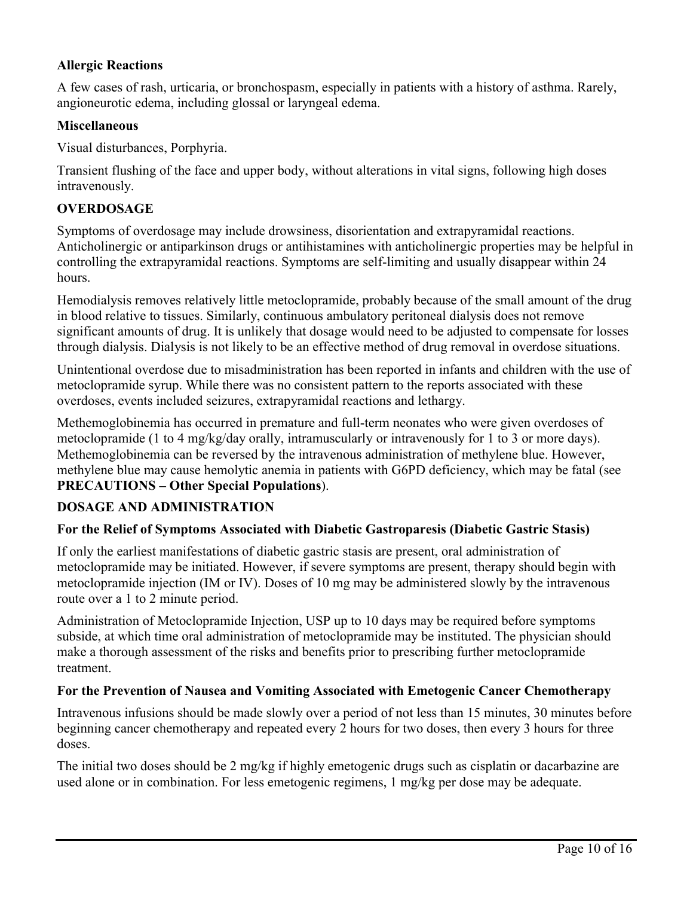**Allergic Reactions**

A few cases of rash, urticaria, or bronchospasm, especially in patients with a history of asthma. Rarely, angioneurotic edema, including glossal or laryngeal edema.

**Miscellaneous**

Visual disturbances, Porphyria.

Transient flushing of the face and upper body, without alterations in vital signs, following high doses intravenously.

## OVERDOSAGE

Symptoms of overdosage may include drowsiness, disorientation and extrapyramidal reactions. Anticholinergic or antiparkinson drugs or antihistamines with anticholinergic properties may be helpful in controlling the extrapyramidal reactions. Symptoms are self-limiting and usually disappear within 24 hours.

Hemodialysis removes relatively little metoclopramide, probably because of the small amount of the drug in blood relative to tissues. Similarly, continuous ambulatory peritoneal dialysis does not remove significant amounts of drug. It is unlikely that dosage would need to be adjusted to compensate for losses through dialysis. Dialysis is not likely to be an effective method of drug removal in overdose situations.

Unintentional overdose due to misadministration has been reported in infants and children with the use of metoclopramide syrup. While there was no consistent pattern to the reports associated with these overdoses, events included seizures, extrapyramidal reactions and lethargy.

Methemoglobinemia has occurred in premature and full-term neonates who were given overdoses of metoclopramide (1 to 4 mg/kg/day orally, intramuscularly or intravenously for 1 to 3 or more days). Methemoglobinemia can be reversed by the intravenous administration of methylene blue. However, methylene blue may cause hemolytic anemia in patients with G6PD deficiency, which may be fatal (see **PRECAUTIONS – Other Special Populations**).

## DOSAGE AND ADMINISTRATION

### For the Relief of Symptoms Associated with Diabetic Gastroparesis (Diabetic Gastric Stasis)

If only the earliest manifestations of diabetic gastric stasis are present, oral administration of metoclopramide may be initiated. However, if severe symptoms are present, therapy should begin with metoclopramide injection (IM or IV). Doses of 10 mg may be administered slowly by the intravenous route over a 1 to 2 minute period.

Administration of Metoclopramide Injection, USP up to 10 days may be required before symptoms subside, at which time oral administration of metoclopramide may be instituted. The physician should make a thorough assessment of the risks and benefits prior to prescribing further metoclopramide treatment.

### For the Prevention of Nausea and Vomiting Associated with Emetogenic Cancer Chemotherapy

Intravenous infusions should be made slowly over a period of not less than 15 minutes, 30 minutes before beginning cancer chemotherapy and repeated every 2 hours for two doses, then every 3 hours for three doses.

The initial two doses should be 2 mg/kg if highly emetogenic drugs such as cisplatin or dacarbazine are used alone or in combination. For less emetogenic regimens, 1 mg/kg per dose may be adequate.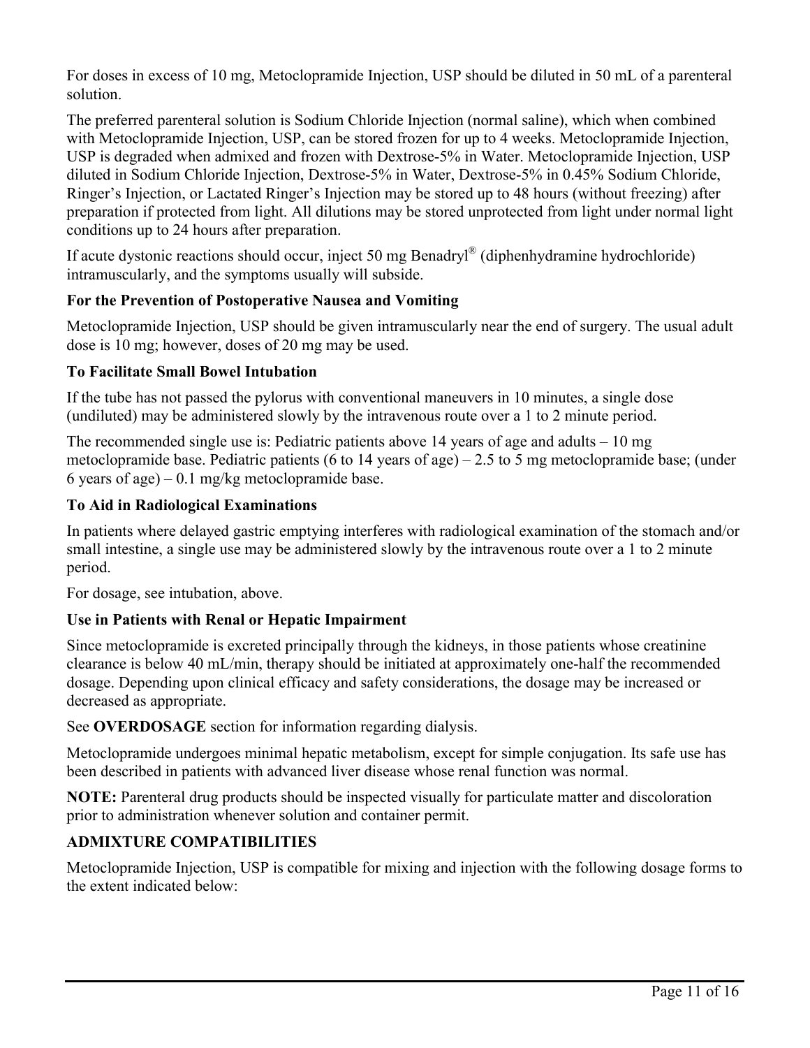For doses in excess of 10 mg, Metoclopramide Injection, USP should be diluted in 50 mL of a parenteral solution.

The preferred parenteral solution is Sodium Chloride Injection (normal saline), which when combined with Metoclopramide Injection, USP, can be stored frozen for up to 4 weeks. Metoclopramide Injection, USP is degraded when admixed and frozen with Dextrose-5% in Water. Metoclopramide Injection, USP diluted in Sodium Chloride Injection, Dextrose-5% in Water, Dextrose-5% in 0.45% Sodium Chloride, Ringer's Injection, or Lactated Ringer's Injection may be stored up to 48 hours (without freezing) after preparation if protected from light. All dilutions may be stored unprotected from light under normal light conditions up to 24 hours after preparation.

If acute dystonic reactions should occur, inject 50 mg Benadryl® (diphenhydramine hydrochloride) intramuscularly, and the symptoms usually will subside.

**For the Prevention of Postoperative Nausea and Vomiting**

Metoclopramide Injection, USP should be given intramuscularly near the end of surgery. The usual adult dose is 10 mg; however, doses of 20 mg may be used.

**To Facilitate Small Bowel Intubation**

If the tube has not passed the pylorus with conventional maneuvers in 10 minutes, a single dose (undiluted) may be administered slowly by the intravenous route over a 1 to 2 minute period.

The recommended single use is: Pediatric patients above 14 years of age and adults – 10 mg metoclopramide base. Pediatric patients (6 to 14 years of age) – 2.5 to 5 mg metoclopramide base; (under 6 years of age) – 0.1 mg/kg metoclopramide base.

**To Aid in Radiological Examinations**

In patients where delayed gastric emptying interferes with radiological examination of the stomach and/or small intestine, a single use may be administered slowly by the intravenous route over a 1 to 2 minute period.

For dosage, see intubation, above.

**Use in Patients with Renal or Hepatic Impairment**

Since metoclopramide is excreted principally through the kidneys, in those patients whose creatinine clearance is below 40 mL/min, therapy should be initiated at approximately one-half the recommended dosage. Depending upon clinical efficacy and safety considerations, the dosage may be increased or decreased as appropriate.

See **OVERDOSAGE** section for information regarding dialysis.

Metoclopramide undergoes minimal hepatic metabolism, except for simple conjugation. Its safe use has been described in patients with advanced liver disease whose renal function was normal.

**NOTE:** Parenteral drug products should be inspected visually for particulate matter and discoloration prior to administration whenever solution and container permit.

**ADMIXTURE COMPATIBILITIES**

Metoclopramide Injection, USP is compatible for mixing and injection with the following dosage forms to the extent indicated below: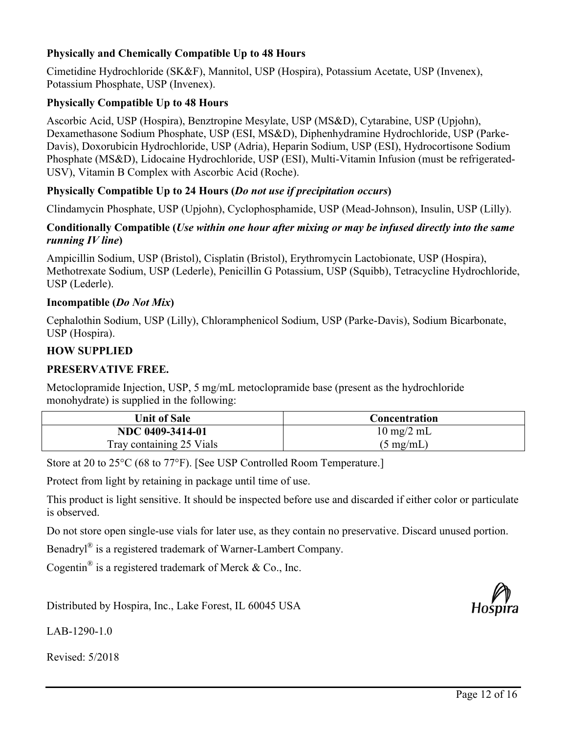**Physically and Chemically Compatible Up to 48 Hours**

Cimetidine Hydrochloride (SK&F), Mannitol, USP (Hospira), Potassium Acetate, USP (Invenex), Potassium Phosphate, USP (Invenex).

**Physically Compatible Up to 48 Hours**

Ascorbic Acid, USP (Hospira), Benztropine Mesylate, USP (MS&D), Cytarabine, USP (Upjohn), Dexamethasone Sodium Phosphate, USP (ESI, MS&D), Diphenhydramine Hydrochloride, USP (Parke-Davis), Doxorubicin Hydrochloride, USP (Adria), Heparin Sodium, USP (ESI), Hydrocortisone Sodium Phosphate (MS&D), Lidocaine Hydrochloride, USP (ESI), Multi-Vitamin Infusion (must be refrigerated-USV), Vitamin B Complex with Ascorbic Acid (Roche).

**Physically Compatible Up to 24 Hours (*Do not use if precipitation occurs*)**

Clindamycin Phosphate, USP (Upjohn), Cyclophosphamide, USP (Mead-Johnson), Insulin, USP (Lilly).

**Conditionally Compatible (*Use within one hour after mixing or may be infused directly into the same running IV line*)**

Ampicillin Sodium, USP (Bristol), Cisplatin (Bristol), Erythromycin Lactobionate, USP (Hospira), Methotrexate Sodium, USP (Lederle), Penicillin G Potassium, USP (Squibb), Tetracycline Hydrochloride, USP (Lederle).

**Incompatible (*Do Not Mix*)**

Cephalothin Sodium, USP (Lilly), Chloramphenicol Sodium, USP (Parke-Davis), Sodium Bicarbonate, USP (Hospira).

## HOW SUPPLIED

**PRESERVATIVE FREE.**

Metoclopramide Injection, USP, 5 mg/mL metoclopramide base (present as the hydrochloride monohydrate) is supplied in the following:

| Unit of Sale | Concentration |
|---|---|
| **NDC 0409-3414-01**<br>Tray containing 25 Vials | 10 mg/2 mL<br>(5 mg/mL) |

Store at 20 to 25°C (68 to 77°F). [See USP Controlled Room Temperature.]

Protect from light by retaining in package until time of use.

This product is light sensitive. It should be inspected before use and discarded if either color or particulate is observed.

Do not store open single-use vials for later use, as they contain no preservative. Discard unused portion.

Benadryl® is a registered trademark of Warner-Lambert Company.

Cogentin® is a registered trademark of Merck & Co., Inc.

Distributed by Hospira, Inc., Lake Forest, IL 60045 USA

Hospira

LAB-1290-1.0

Revised: 5/2018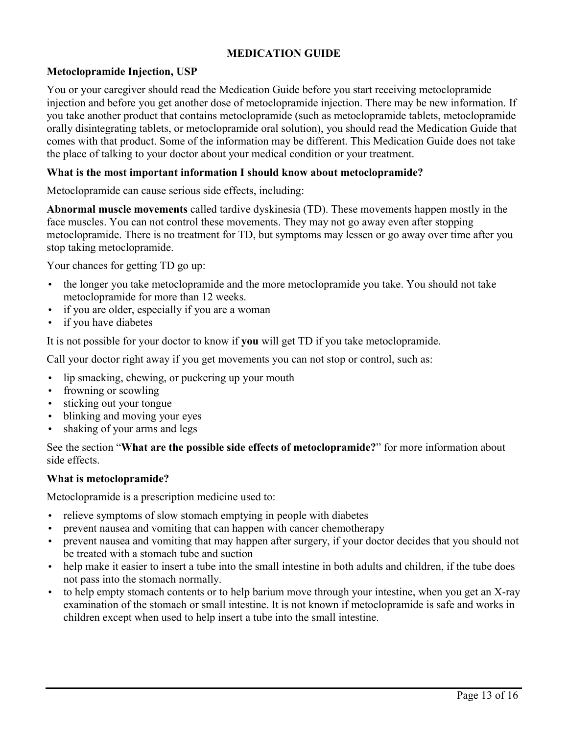# MEDICATION GUIDE

## Metoclopramide Injection, USP

You or your caregiver should read the Medication Guide before you start receiving metoclopramide injection and before you get another dose of metoclopramide injection. There may be new information. If you take another product that contains metoclopramide (such as metoclopramide tablets, metoclopramide orally disintegrating tablets, or metoclopramide oral solution), you should read the Medication Guide that comes with that product. Some of the information may be different. This Medication Guide does not take the place of talking to your doctor about your medical condition or your treatment.

### What is the most important information I should know about metoclopramide?

Metoclopramide can cause serious side effects, including:

**Abnormal muscle movements** called tardive dyskinesia (TD). These movements happen mostly in the face muscles. You can not control these movements. They may not go away even after stopping metoclopramide. There is no treatment for TD, but symptoms may lessen or go away over time after you stop taking metoclopramide.

Your chances for getting TD go up:

- the longer you take metoclopramide and the more metoclopramide you take. You should not take metoclopramide for more than 12 weeks.
- if you are older, especially if you are a woman
- if you have diabetes

It is not possible for your doctor to know if **you** will get TD if you take metoclopramide.

Call your doctor right away if you get movements you can not stop or control, such as:

- lip smacking, chewing, or puckering up your mouth
- frowning or scowling
- sticking out your tongue
- blinking and moving your eyes
- shaking of your arms and legs

See the section "**What are the possible side effects of metoclopramide?**" for more information about side effects.

### What is metoclopramide?

Metoclopramide is a prescription medicine used to:

- relieve symptoms of slow stomach emptying in people with diabetes
- prevent nausea and vomiting that can happen with cancer chemotherapy
- prevent nausea and vomiting that may happen after surgery, if your doctor decides that you should not be treated with a stomach tube and suction
- help make it easier to insert a tube into the small intestine in both adults and children, if the tube does not pass into the stomach normally.
- to help empty stomach contents or to help barium move through your intestine, when you get an X-ray examination of the stomach or small intestine. It is not known if metoclopramide is safe and works in children except when used to help insert a tube into the small intestine.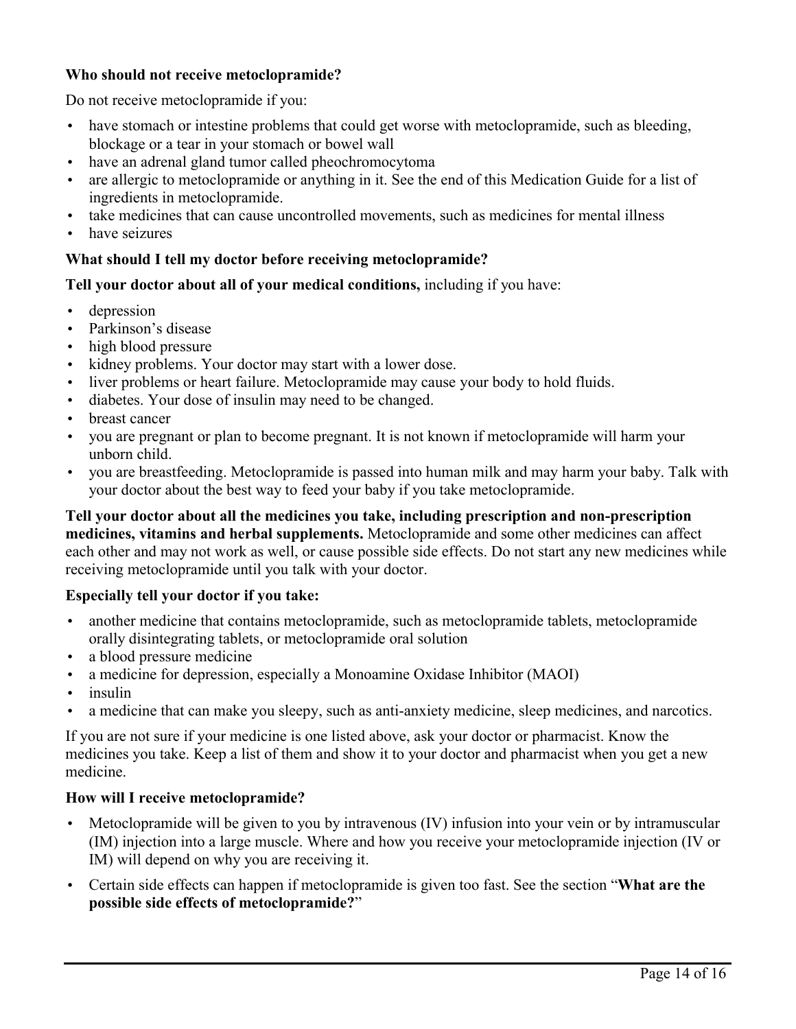**Who should not receive metoclopramide?**

Do not receive metoclopramide if you:

- have stomach or intestine problems that could get worse with metoclopramide, such as bleeding, blockage or a tear in your stomach or bowel wall
- have an adrenal gland tumor called pheochromocytoma
- are allergic to metoclopramide or anything in it. See the end of this Medication Guide for a list of ingredients in metoclopramide.
- take medicines that can cause uncontrolled movements, such as medicines for mental illness
- have seizures

**What should I tell my doctor before receiving metoclopramide?**

**Tell your doctor about all of your medical conditions,** including if you have:

- depression
- Parkinson's disease
- high blood pressure
- kidney problems. Your doctor may start with a lower dose.
- liver problems or heart failure. Metoclopramide may cause your body to hold fluids.
- diabetes. Your dose of insulin may need to be changed.
- breast cancer
- you are pregnant or plan to become pregnant. It is not known if metoclopramide will harm your unborn child.
- you are breastfeeding. Metoclopramide is passed into human milk and may harm your baby. Talk with your doctor about the best way to feed your baby if you take metoclopramide.

**Tell your doctor about all the medicines you take, including prescription and non-prescription medicines, vitamins and herbal supplements.** Metoclopramide and some other medicines can affect each other and may not work as well, or cause possible side effects. Do not start any new medicines while receiving metoclopramide until you talk with your doctor.

**Especially tell your doctor if you take:**

- another medicine that contains metoclopramide, such as metoclopramide tablets, metoclopramide orally disintegrating tablets, or metoclopramide oral solution
- a blood pressure medicine
- a medicine for depression, especially a Monoamine Oxidase Inhibitor (MAOI)
- insulin
- a medicine that can make you sleepy, such as anti-anxiety medicine, sleep medicines, and narcotics.

If you are not sure if your medicine is one listed above, ask your doctor or pharmacist. Know the medicines you take. Keep a list of them and show it to your doctor and pharmacist when you get a new medicine.

**How will I receive metoclopramide?**

- Metoclopramide will be given to you by intravenous (IV) infusion into your vein or by intramuscular (IM) injection into a large muscle. Where and how you receive your metoclopramide injection (IV or IM) will depend on why you are receiving it.
- Certain side effects can happen if metoclopramide is given too fast. See the section "**What are the possible side effects of metoclopramide?**"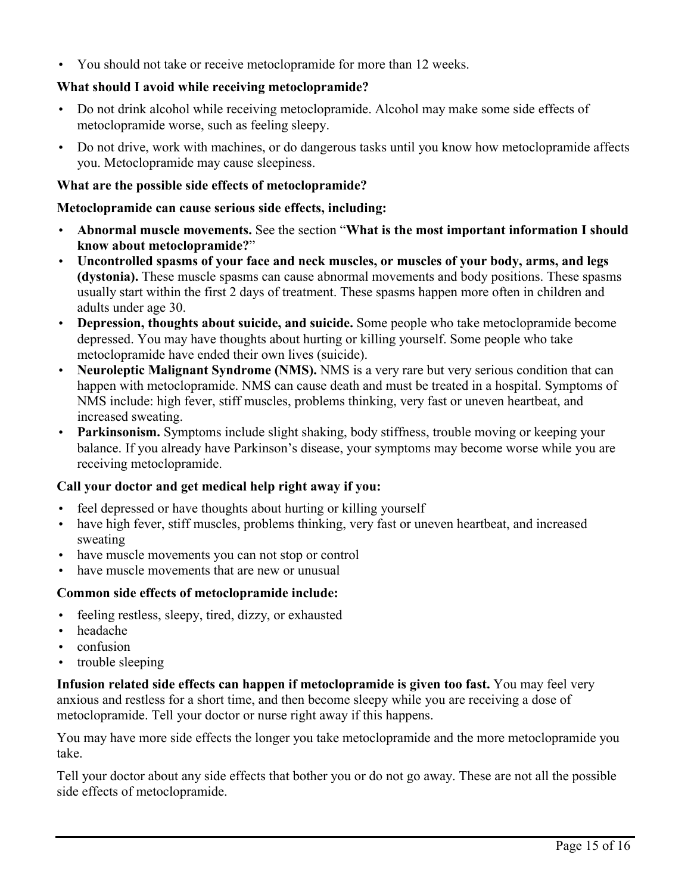- You should not take or receive metoclopramide for more than 12 weeks.

**What should I avoid while receiving metoclopramide?**

- Do not drink alcohol while receiving metoclopramide. Alcohol may make some side effects of metoclopramide worse, such as feeling sleepy.
- Do not drive, work with machines, or do dangerous tasks until you know how metoclopramide affects you. Metoclopramide may cause sleepiness.

**What are the possible side effects of metoclopramide?**

**Metoclopramide can cause serious side effects, including:**

- **Abnormal muscle movements.** See the section "**What is the most important information I should know about metoclopramide?**"
- **Uncontrolled spasms of your face and neck muscles, or muscles of your body, arms, and legs (dystonia).** These muscle spasms can cause abnormal movements and body positions. These spasms usually start within the first 2 days of treatment. These spasms happen more often in children and adults under age 30.
- **Depression, thoughts about suicide, and suicide.** Some people who take metoclopramide become depressed. You may have thoughts about hurting or killing yourself. Some people who take metoclopramide have ended their own lives (suicide).
- **Neuroleptic Malignant Syndrome (NMS).** NMS is a very rare but very serious condition that can happen with metoclopramide. NMS can cause death and must be treated in a hospital. Symptoms of NMS include: high fever, stiff muscles, problems thinking, very fast or uneven heartbeat, and increased sweating.
- **Parkinsonism.** Symptoms include slight shaking, body stiffness, trouble moving or keeping your balance. If you already have Parkinson's disease, your symptoms may become worse while you are receiving metoclopramide.

**Call your doctor and get medical help right away if you:**

- feel depressed or have thoughts about hurting or killing yourself
- have high fever, stiff muscles, problems thinking, very fast or uneven heartbeat, and increased sweating
- have muscle movements you can not stop or control
- have muscle movements that are new or unusual

**Common side effects of metoclopramide include:**

- feeling restless, sleepy, tired, dizzy, or exhausted
- headache
- confusion
- trouble sleeping

**Infusion related side effects can happen if metoclopramide is given too fast.** You may feel very anxious and restless for a short time, and then become sleepy while you are receiving a dose of metoclopramide. Tell your doctor or nurse right away if this happens.

You may have more side effects the longer you take metoclopramide and the more metoclopramide you take.

Tell your doctor about any side effects that bother you or do not go away. These are not all the possible side effects of metoclopramide.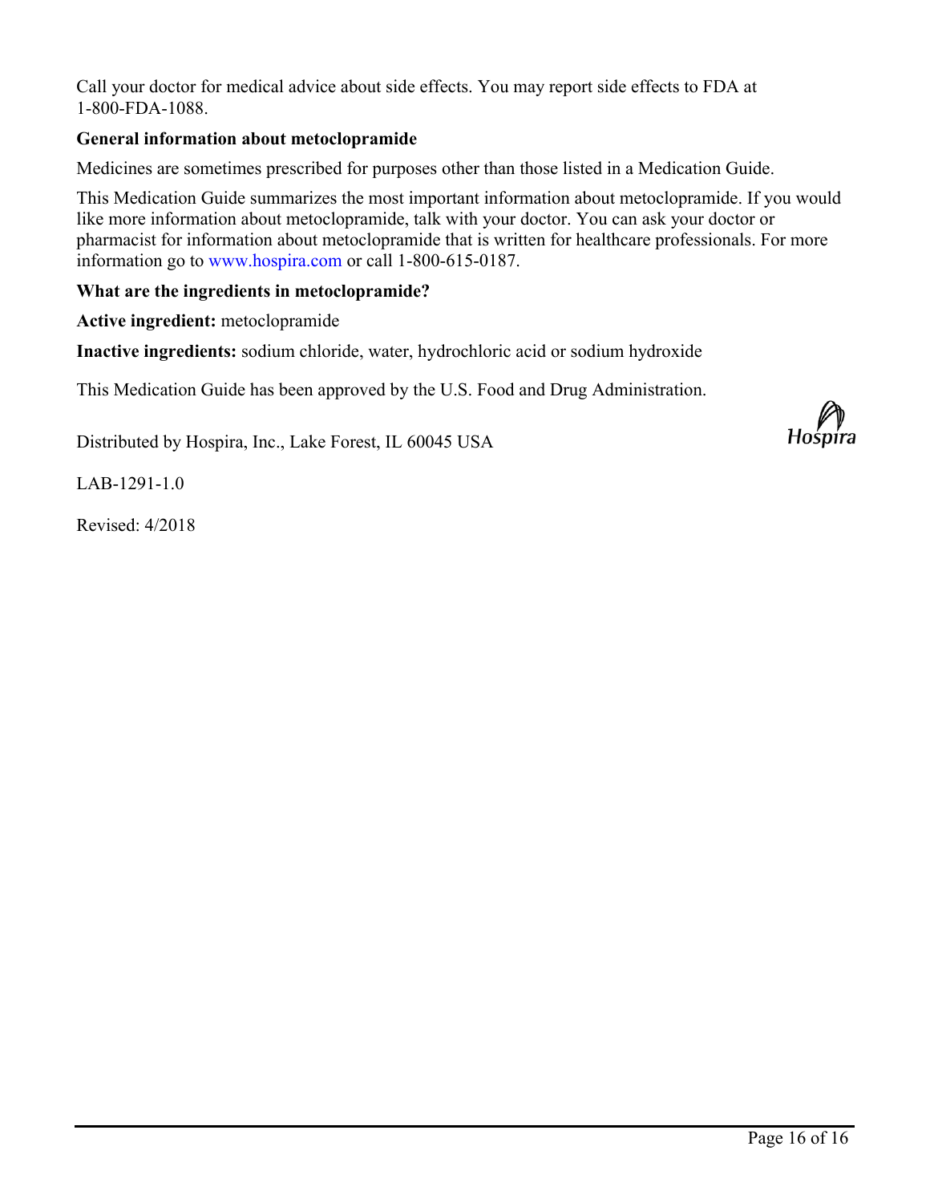Call your doctor for medical advice about side effects. You may report side effects to FDA at 1-800-FDA-1088.

**General information about metoclopramide**

Medicines are sometimes prescribed for purposes other than those listed in a Medication Guide.

This Medication Guide summarizes the most important information about metoclopramide. If you would like more information about metoclopramide, talk with your doctor. You can ask your doctor or pharmacist for information about metoclopramide that is written for healthcare professionals. For more information go to www.hospira.com or call 1-800-615-0187.

**What are the ingredients in metoclopramide?**

**Active ingredient:** metoclopramide

**Inactive ingredients:** sodium chloride, water, hydrochloric acid or sodium hydroxide

This Medication Guide has been approved by the U.S. Food and Drug Administration.

Distributed by Hospira, Inc., Lake Forest, IL 60045 USA

Hospira

LAB-1291-1.0

Revised: 4/2018